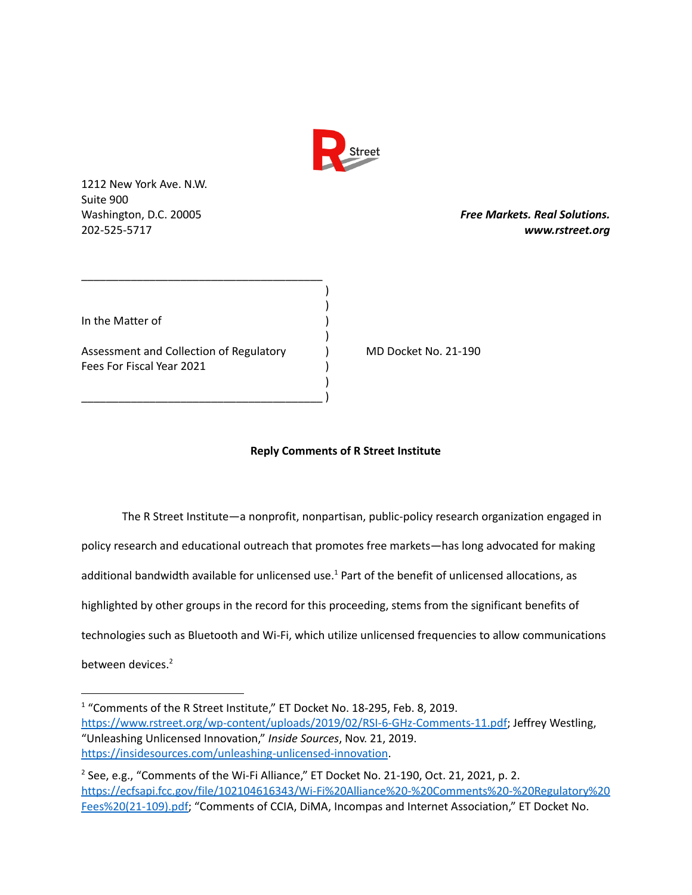R Street

1212 New York Ave. N.W.
Suite 900
Washington, D.C. 20005
202-525-5717

*Free Markets. Real Solutions.*
*www.rstreet.org*

In the Matter of

Assessment and Collection of Regulatory Fees For Fiscal Year 2021

MD Docket No. 21-190

**Reply Comments of R Street Institute**

The R Street Institute—a nonprofit, nonpartisan, public-policy research organization engaged in policy research and educational outreach that promotes free markets—has long advocated for making additional bandwidth available for unlicensed use.[1] Part of the benefit of unlicensed allocations, as highlighted by other groups in the record for this proceeding, stems from the significant benefits of technologies such as Bluetooth and Wi-Fi, which utilize unlicensed frequencies to allow communications between devices.[2]

---

[1] "Comments of the R Street Institute," ET Docket No. 18-295, Feb. 8, 2019. https://www.rstreet.org/wp-content/uploads/2019/02/RSI-6-GHz-Comments-11.pdf; Jeffrey Westling, "Unleashing Unlicensed Innovation," *Inside Sources*, Nov. 21, 2019. https://insidesources.com/unleashing-unlicensed-innovation.

[2] See, e.g., "Comments of the Wi-Fi Alliance," ET Docket No. 21-190, Oct. 21, 2021, p. 2. https://ecfsapi.fcc.gov/file/102104616343/Wi-Fi%20Alliance%20-%20Comments%20-%20Regulatory%20Fees%20(21-109).pdf; "Comments of CCIA, DiMA, Incompas and Internet Association," ET Docket No.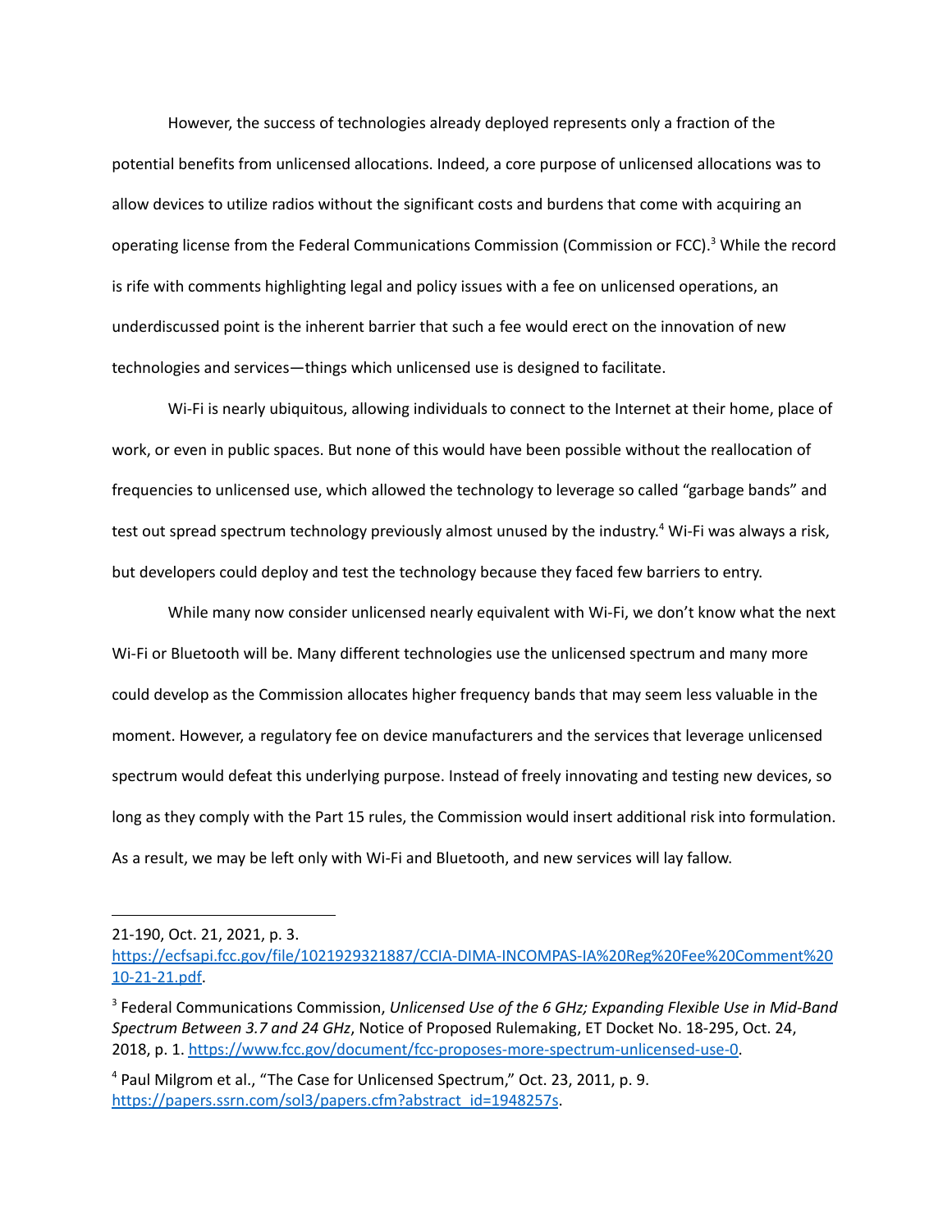However, the success of technologies already deployed represents only a fraction of the potential benefits from unlicensed allocations. Indeed, a core purpose of unlicensed allocations was to allow devices to utilize radios without the significant costs and burdens that come with acquiring an operating license from the Federal Communications Commission (Commission or FCC).[3] While the record is rife with comments highlighting legal and policy issues with a fee on unlicensed operations, an underdiscussed point is the inherent barrier that such a fee would erect on the innovation of new technologies and services—things which unlicensed use is designed to facilitate.

Wi-Fi is nearly ubiquitous, allowing individuals to connect to the Internet at their home, place of work, or even in public spaces. But none of this would have been possible without the reallocation of frequencies to unlicensed use, which allowed the technology to leverage so called "garbage bands" and test out spread spectrum technology previously almost unused by the industry.[4] Wi-Fi was always a risk, but developers could deploy and test the technology because they faced few barriers to entry.

While many now consider unlicensed nearly equivalent with Wi-Fi, we don't know what the next Wi-Fi or Bluetooth will be. Many different technologies use the unlicensed spectrum and many more could develop as the Commission allocates higher frequency bands that may seem less valuable in the moment. However, a regulatory fee on device manufacturers and the services that leverage unlicensed spectrum would defeat this underlying purpose. Instead of freely innovating and testing new devices, so long as they comply with the Part 15 rules, the Commission would insert additional risk into formulation. As a result, we may be left only with Wi-Fi and Bluetooth, and new services will lay fallow.

---

21-190, Oct. 21, 2021, p. 3. https://ecfsapi.fcc.gov/file/1021929321887/CCIA-DIMA-INCOMPAS-IA%20Reg%20Fee%20Comment%2010-21-21.pdf.

[3] Federal Communications Commission, *Unlicensed Use of the 6 GHz; Expanding Flexible Use in Mid-Band Spectrum Between 3.7 and 24 GHz*, Notice of Proposed Rulemaking, ET Docket No. 18-295, Oct. 24, 2018, p. 1. https://www.fcc.gov/document/fcc-proposes-more-spectrum-unlicensed-use-0.

[4] Paul Milgrom et al., "The Case for Unlicensed Spectrum," Oct. 23, 2011, p. 9. https://papers.ssrn.com/sol3/papers.cfm?abstract_id=1948257s.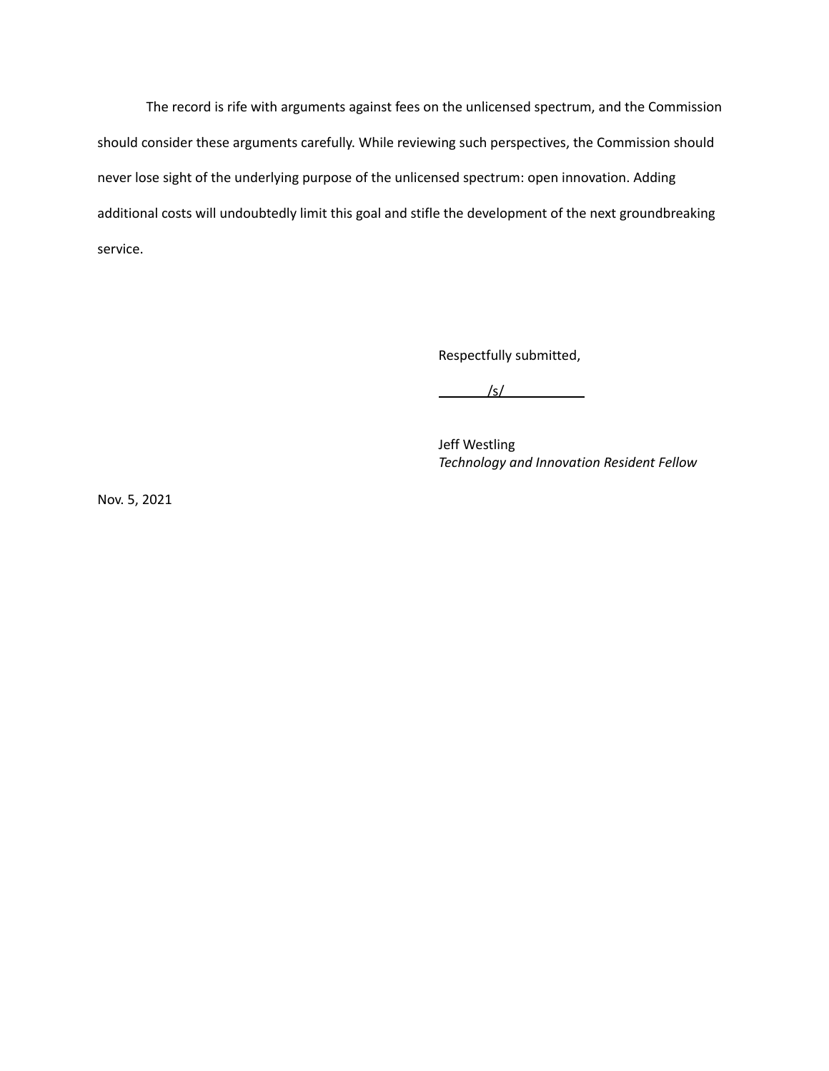The record is rife with arguments against fees on the unlicensed spectrum, and the Commission should consider these arguments carefully. While reviewing such perspectives, the Commission should never lose sight of the underlying purpose of the unlicensed spectrum: open innovation. Adding additional costs will undoubtedly limit this goal and stifle the development of the next groundbreaking service.

Respectfully submitted,

/s/

Jeff Westling
*Technology and Innovation Resident Fellow*

Nov. 5, 2021